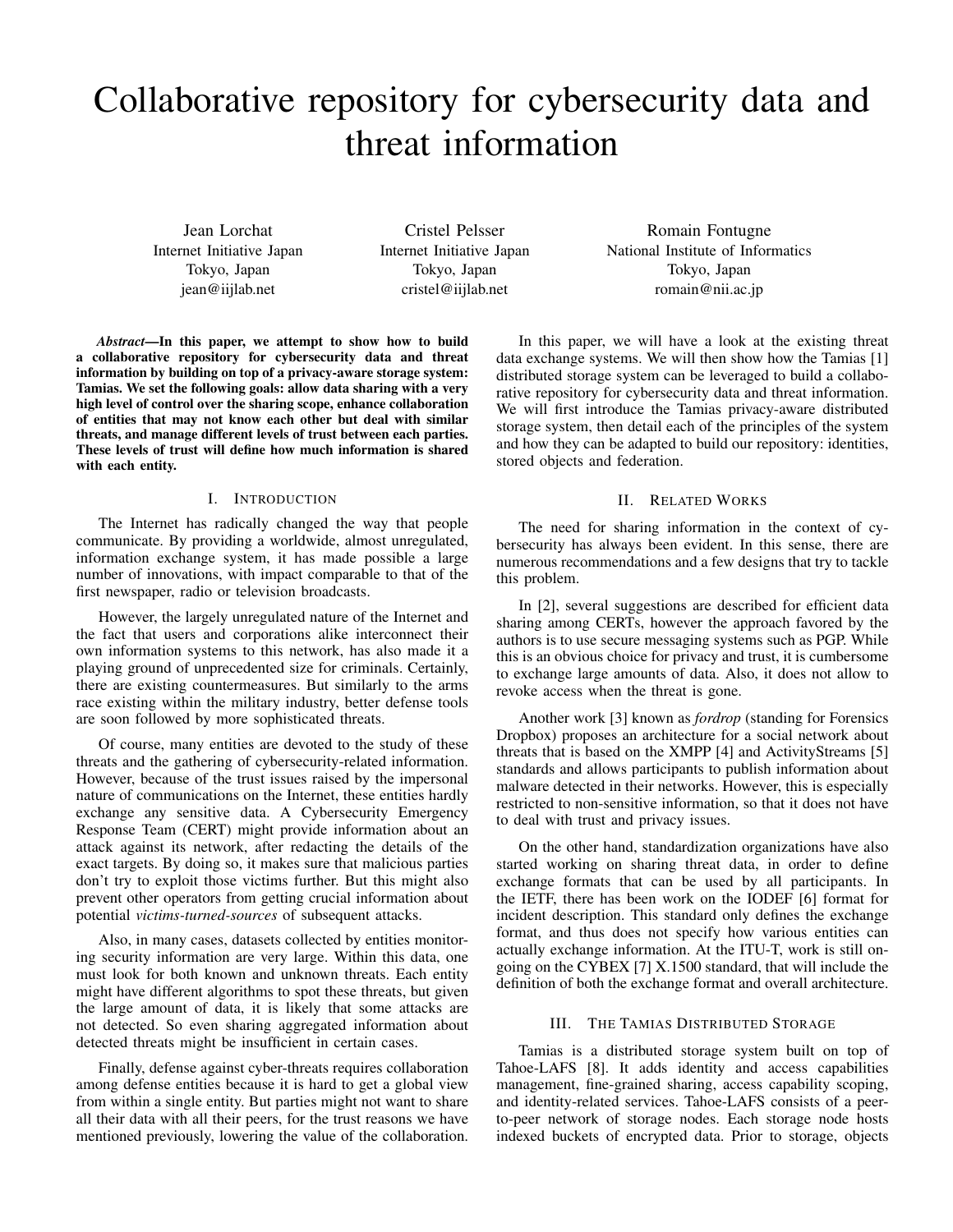# Collaborative repository for cybersecurity data and threat information

Jean Lorchat
Internet Initiative Japan
Tokyo, Japan
jean@iijlab.net

Cristel Pelsser
Internet Initiative Japan
Tokyo, Japan
cristel@iijlab.net

Romain Fontugne
National Institute of Informatics
Tokyo, Japan
romain@nii.ac.jp

***Abstract*—In this paper, we attempt to show how to build a collaborative repository for cybersecurity data and threat information by building on top of a privacy-aware storage system: Tamias. We set the following goals: allow data sharing with a very high level of control over the sharing scope, enhance collaboration of entities that may not know each other but deal with similar threats, and manage different levels of trust between each parties. These levels of trust will define how much information is shared with each entity.**

## I. Introduction

The Internet has radically changed the way that people communicate. By providing a worldwide, almost unregulated, information exchange system, it has made possible a large number of innovations, with impact comparable to that of the first newspaper, radio or television broadcasts.

However, the largely unregulated nature of the Internet and the fact that users and corporations alike interconnect their own information systems to this network, has also made it a playing ground of unprecedented size for criminals. Certainly, there are existing countermeasures. But similarly to the arms race existing within the military industry, better defense tools are soon followed by more sophisticated threats.

Of course, many entities are devoted to the study of these threats and the gathering of cybersecurity-related information. However, because of the trust issues raised by the impersonal nature of communications on the Internet, these entities hardly exchange any sensitive data. A Cybersecurity Emergency Response Team (CERT) might provide information about an attack against its network, after redacting the details of the exact targets. By doing so, it makes sure that malicious parties don't try to exploit those victims further. But this might also prevent other operators from getting crucial information about potential *victims-turned-sources* of subsequent attacks.

Also, in many cases, datasets collected by entities monitoring security information are very large. Within this data, one must look for both known and unknown threats. Each entity might have different algorithms to spot these threats, but given the large amount of data, it is likely that some attacks are not detected. So even sharing aggregated information about detected threats might be insufficient in certain cases.

Finally, defense against cyber-threats requires collaboration among defense entities because it is hard to get a global view from within a single entity. But parties might not want to share all their data with all their peers, for the trust reasons we have mentioned previously, lowering the value of the collaboration.

In this paper, we will have a look at the existing threat data exchange systems. We will then show how the Tamias [1] distributed storage system can be leveraged to build a collaborative repository for cybersecurity data and threat information. We will first introduce the Tamias privacy-aware distributed storage system, then detail each of the principles of the system and how they can be adapted to build our repository: identities, stored objects and federation.

## II. Related Works

The need for sharing information in the context of cybersecurity has always been evident. In this sense, there are numerous recommendations and a few designs that try to tackle this problem.

In [2], several suggestions are described for efficient data sharing among CERTs, however the approach favored by the authors is to use secure messaging systems such as PGP. While this is an obvious choice for privacy and trust, it is cumbersome to exchange large amounts of data. Also, it does not allow to revoke access when the threat is gone.

Another work [3] known as *fordrop* (standing for Forensics Dropbox) proposes an architecture for a social network about threats that is based on the XMPP [4] and ActivityStreams [5] standards and allows participants to publish information about malware detected in their networks. However, this is especially restricted to non-sensitive information, so that it does not have to deal with trust and privacy issues.

On the other hand, standardization organizations have also started working on sharing threat data, in order to define exchange formats that can be used by all participants. In the IETF, there has been work on the IODEF [6] format for incident description. This standard only defines the exchange format, and thus does not specify how various entities can actually exchange information. At the ITU-T, work is still ongoing on the CYBEX [7] X.1500 standard, that will include the definition of both the exchange format and overall architecture.

## III. The Tamias Distributed Storage

Tamias is a distributed storage system built on top of Tahoe-LAFS [8]. It adds identity and access capabilities management, fine-grained sharing, access capability scoping, and identity-related services. Tahoe-LAFS consists of a peer-to-peer network of storage nodes. Each storage node hosts indexed buckets of encrypted data. Prior to storage, objects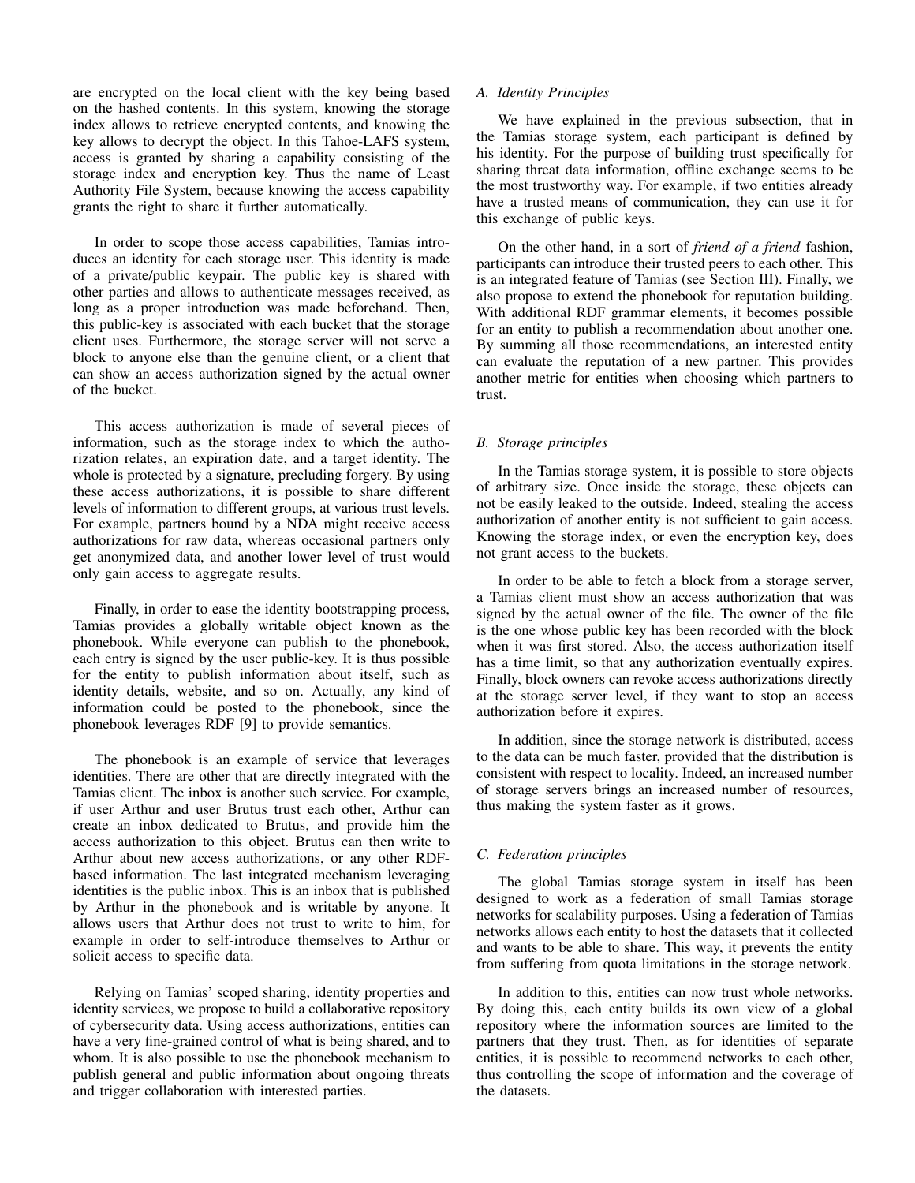are encrypted on the local client with the key being based on the hashed contents. In this system, knowing the storage index allows to retrieve encrypted contents, and knowing the key allows to decrypt the object. In this Tahoe-LAFS system, access is granted by sharing a capability consisting of the storage index and encryption key. Thus the name of Least Authority File System, because knowing the access capability grants the right to share it further automatically.

In order to scope those access capabilities, Tamias introduces an identity for each storage user. This identity is made of a private/public keypair. The public key is shared with other parties and allows to authenticate messages received, as long as a proper introduction was made beforehand. Then, this public-key is associated with each bucket that the storage client uses. Furthermore, the storage server will not serve a block to anyone else than the genuine client, or a client that can show an access authorization signed by the actual owner of the bucket.

This access authorization is made of several pieces of information, such as the storage index to which the authorization relates, an expiration date, and a target identity. The whole is protected by a signature, precluding forgery. By using these access authorizations, it is possible to share different levels of information to different groups, at various trust levels. For example, partners bound by a NDA might receive access authorizations for raw data, whereas occasional partners only get anonymized data, and another lower level of trust would only gain access to aggregate results.

Finally, in order to ease the identity bootstrapping process, Tamias provides a globally writable object known as the phonebook. While everyone can publish to the phonebook, each entry is signed by the user public-key. It is thus possible for the entity to publish information about itself, such as identity details, website, and so on. Actually, any kind of information could be posted to the phonebook, since the phonebook leverages RDF [9] to provide semantics.

The phonebook is an example of service that leverages identities. There are other that are directly integrated with the Tamias client. The inbox is another such service. For example, if user Arthur and user Brutus trust each other, Arthur can create an inbox dedicated to Brutus, and provide him the access authorization to this object. Brutus can then write to Arthur about new access authorizations, or any other RDF-based information. The last integrated mechanism leveraging identities is the public inbox. This is an inbox that is published by Arthur in the phonebook and is writable by anyone. It allows users that Arthur does not trust to write to him, for example in order to self-introduce themselves to Arthur or solicit access to specific data.

Relying on Tamias' scoped sharing, identity properties and identity services, we propose to build a collaborative repository of cybersecurity data. Using access authorizations, entities can have a very fine-grained control of what is being shared, and to whom. It is also possible to use the phonebook mechanism to publish general and public information about ongoing threats and trigger collaboration with interested parties.

### *A. Identity Principles*

We have explained in the previous subsection, that in the Tamias storage system, each participant is defined by his identity. For the purpose of building trust specifically for sharing threat data information, offline exchange seems to be the most trustworthy way. For example, if two entities already have a trusted means of communication, they can use it for this exchange of public keys.

On the other hand, in a sort of *friend of a friend* fashion, participants can introduce their trusted peers to each other. This is an integrated feature of Tamias (see Section III). Finally, we also propose to extend the phonebook for reputation building. With additional RDF grammar elements, it becomes possible for an entity to publish a recommendation about another one. By summing all those recommendations, an interested entity can evaluate the reputation of a new partner. This provides another metric for entities when choosing which partners to trust.

### *B. Storage principles*

In the Tamias storage system, it is possible to store objects of arbitrary size. Once inside the storage, these objects can not be easily leaked to the outside. Indeed, stealing the access authorization of another entity is not sufficient to gain access. Knowing the storage index, or even the encryption key, does not grant access to the buckets.

In order to be able to fetch a block from a storage server, a Tamias client must show an access authorization that was signed by the actual owner of the file. The owner of the file is the one whose public key has been recorded with the block when it was first stored. Also, the access authorization itself has a time limit, so that any authorization eventually expires. Finally, block owners can revoke access authorizations directly at the storage server level, if they want to stop an access authorization before it expires.

In addition, since the storage network is distributed, access to the data can be much faster, provided that the distribution is consistent with respect to locality. Indeed, an increased number of storage servers brings an increased number of resources, thus making the system faster as it grows.

### *C. Federation principles*

The global Tamias storage system in itself has been designed to work as a federation of small Tamias storage networks for scalability purposes. Using a federation of Tamias networks allows each entity to host the datasets that it collected and wants to be able to share. This way, it prevents the entity from suffering from quota limitations in the storage network.

In addition to this, entities can now trust whole networks. By doing this, each entity builds its own view of a global repository where the information sources are limited to the partners that they trust. Then, as for identities of separate entities, it is possible to recommend networks to each other, thus controlling the scope of information and the coverage of the datasets.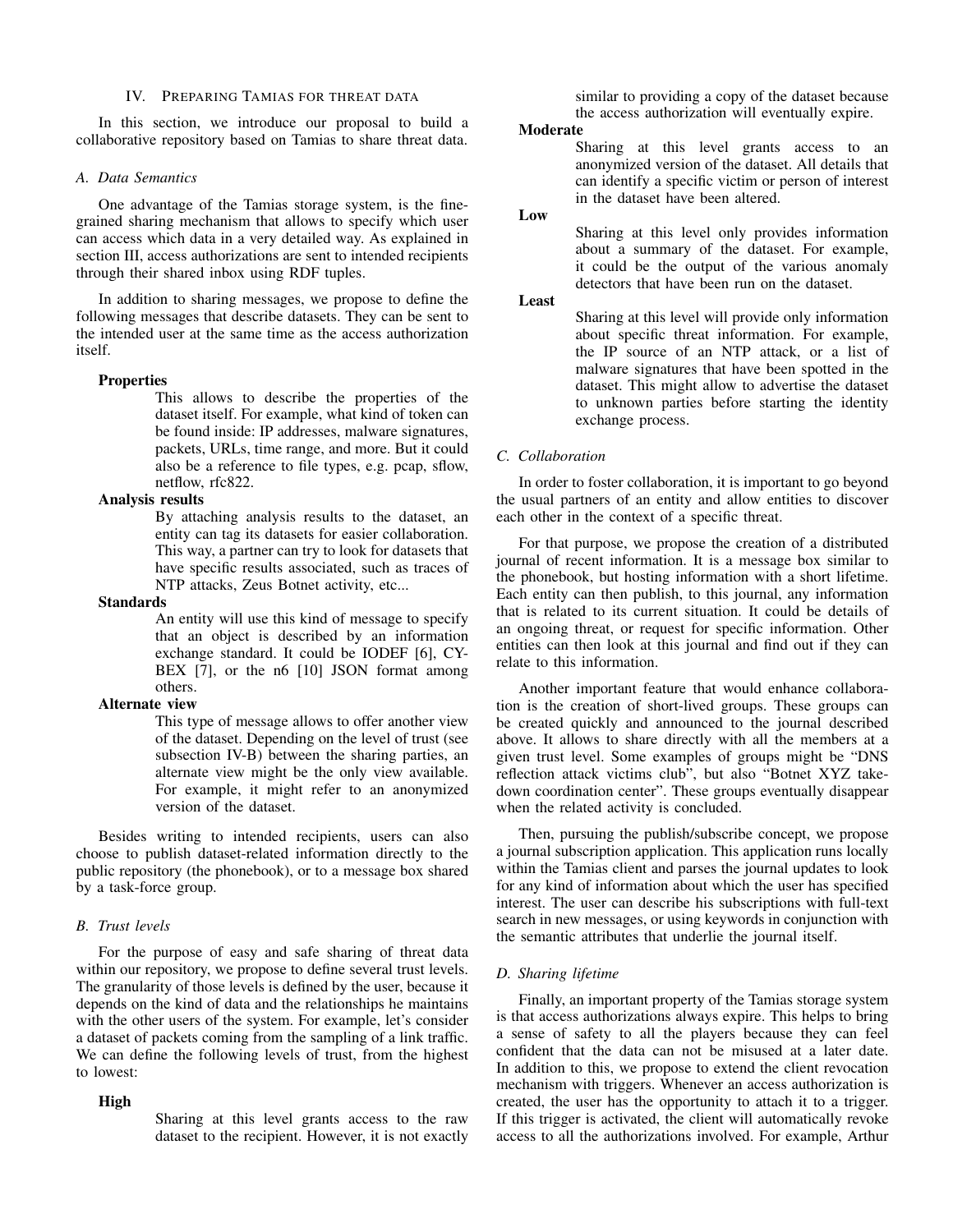## IV. Preparing Tamias for threat data

In this section, we introduce our proposal to build a collaborative repository based on Tamias to share threat data.

### A. Data Semantics

One advantage of the Tamias storage system, is the fine-grained sharing mechanism that allows to specify which user can access which data in a very detailed way. As explained in section III, access authorizations are sent to intended recipients through their shared inbox using RDF tuples.

In addition to sharing messages, we propose to define the following messages that describe datasets. They can be sent to the intended user at the same time as the access authorization itself.

**Properties**
: This allows to describe the properties of the dataset itself. For example, what kind of token can be found inside: IP addresses, malware signatures, packets, URLs, time range, and more. But it could also be a reference to file types, e.g. pcap, sflow, netflow, rfc822.

**Analysis results**
: By attaching analysis results to the dataset, an entity can tag its datasets for easier collaboration. This way, a partner can try to look for datasets that have specific results associated, such as traces of NTP attacks, Zeus Botnet activity, etc...

**Standards**
: An entity will use this kind of message to specify that an object is described by an information exchange standard. It could be IODEF [6], CYBEX [7], or the n6 [10] JSON format among others.

**Alternate view**
: This type of message allows to offer another view of the dataset. Depending on the level of trust (see subsection IV-B) between the sharing parties, an alternate view might be the only view available. For example, it might refer to an anonymized version of the dataset.

Besides writing to intended recipients, users can also choose to publish dataset-related information directly to the public repository (the phonebook), or to a message box shared by a task-force group.

### B. Trust levels

For the purpose of easy and safe sharing of threat data within our repository, we propose to define several trust levels. The granularity of those levels is defined by the user, because it depends on the kind of data and the relationships he maintains with the other users of the system. For example, let's consider a dataset of packets coming from the sampling of a link traffic. We can define the following levels of trust, from the highest to lowest:

**High**
: Sharing at this level grants access to the raw dataset to the recipient. However, it is not exactly similar to providing a copy of the dataset because the access authorization will eventually expire.

**Moderate**
: Sharing at this level grants access to an anonymized version of the dataset. All details that can identify a specific victim or person of interest in the dataset have been altered.

**Low**
: Sharing at this level only provides information about a summary of the dataset. For example, it could be the output of the various anomaly detectors that have been run on the dataset.

**Least**
: Sharing at this level will provide only information about specific threat information. For example, the IP source of an NTP attack, or a list of malware signatures that have been spotted in the dataset. This might allow to advertise the dataset to unknown parties before starting the identity exchange process.

### C. Collaboration

In order to foster collaboration, it is important to go beyond the usual partners of an entity and allow entities to discover each other in the context of a specific threat.

For that purpose, we propose the creation of a distributed journal of recent information. It is a message box similar to the phonebook, but hosting information with a short lifetime. Each entity can then publish, to this journal, any information that is related to its current situation. It could be details of an ongoing threat, or request for specific information. Other entities can then look at this journal and find out if they can relate to this information.

Another important feature that would enhance collaboration is the creation of short-lived groups. These groups can be created quickly and announced to the journal described above. It allows to share directly with all the members at a given trust level. Some examples of groups might be "DNS reflection attack victims club", but also "Botnet XYZ takedown coordination center". These groups eventually disappear when the related activity is concluded.

Then, pursuing the publish/subscribe concept, we propose a journal subscription application. This application runs locally within the Tamias client and parses the journal updates to look for any kind of information about which the user has specified interest. The user can describe his subscriptions with full-text search in new messages, or using keywords in conjunction with the semantic attributes that underlie the journal itself.

### D. Sharing lifetime

Finally, an important property of the Tamias storage system is that access authorizations always expire. This helps to bring a sense of safety to all the players because they can feel confident that the data can not be misused at a later date. In addition to this, we propose to extend the client revocation mechanism with triggers. Whenever an access authorization is created, the user has the opportunity to attach it to a trigger. If this trigger is activated, the client will automatically revoke access to all the authorizations involved. For example, Arthur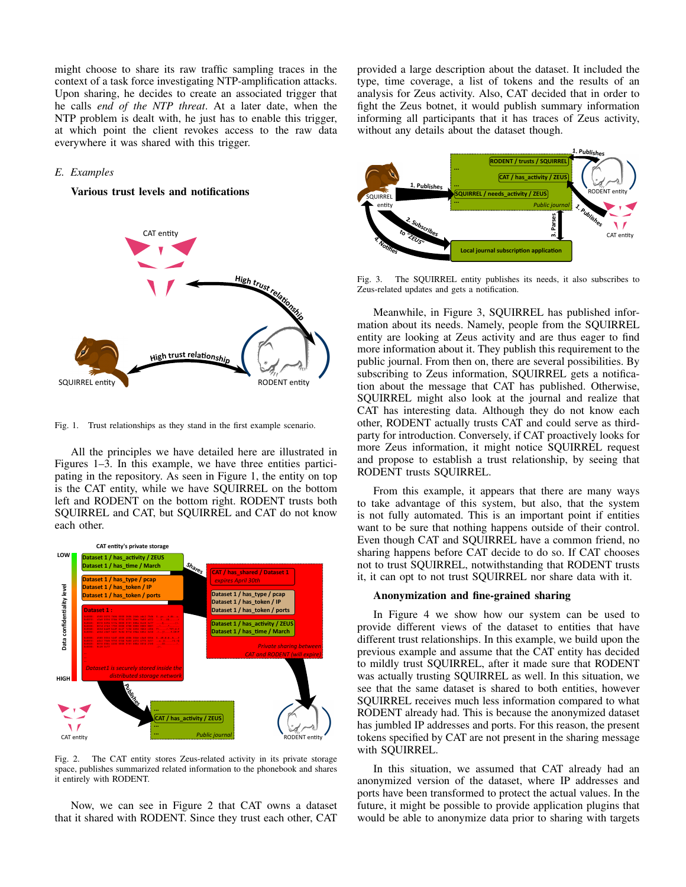might choose to share its raw traffic sampling traces in the context of a task force investigating NTP-amplification attacks. Upon sharing, he decides to create an associated trigger that he calls *end of the NTP threat*. At a later date, when the NTP problem is dealt with, he just has to enable this trigger, at which point the client revokes access to the raw data everywhere it was shared with this trigger.

### *E. Examples*

#### Various trust levels and notifications

Fig. 1. Trust relationships as they stand in the first example scenario.

All the principles we have detailed here are illustrated in Figures 1–3. In this example, we have three entities participating in the repository. As seen in Figure 1, the entity on top is the CAT entity, while we have SQUIRREL on the bottom left and RODENT on the bottom right. RODENT trusts both SQUIRREL and CAT, but SQUIRREL and CAT do not know each other.

Fig. 2. The CAT entity stores Zeus-related activity in its private storage space, publishes summarized related information to the phonebook and shares it entirely with RODENT.

Now, we can see in Figure 2 that CAT owns a dataset that it shared with RODENT. Since they trust each other, CAT provided a large description about the dataset. It included the type, time coverage, a list of tokens and the results of an analysis for Zeus activity. Also, CAT decided that in order to fight the Zeus botnet, it would publish summary information informing all participants that it has traces of Zeus activity, without any details about the dataset though.

Fig. 3. The SQUIRREL entity publishes its needs, it also subscribes to Zeus-related updates and gets a notification.

Meanwhile, in Figure 3, SQUIRREL has published information about its needs. Namely, people from the SQUIRREL entity are looking at Zeus activity and are thus eager to find more information about it. They publish this requirement to the public journal. From then on, there are several possibilities. By subscribing to Zeus information, SQUIRREL gets a notification about the message that CAT has published. Otherwise, SQUIRREL might also look at the journal and realize that CAT has interesting data. Although they do not know each other, RODENT actually trusts CAT and could serve as third-party for introduction. Conversely, if CAT proactively looks for more Zeus information, it might notice SQUIRREL request and propose to establish a trust relationship, by seeing that RODENT trusts SQUIRREL.

From this example, it appears that there are many ways to take advantage of this system, but also, that the system is not fully automated. This is an important point if entities want to be sure that nothing happens outside of their control. Even though CAT and SQUIRREL have a common friend, no sharing happens before CAT decide to do so. If CAT chooses not to trust SQUIRREL, notwithstanding that RODENT trusts it, it can opt to not trust SQUIRREL nor share data with it.

#### Anonymization and fine-grained sharing

In Figure 4 we show how our system can be used to provide different views of the dataset to entities that have different trust relationships. In this example, we build upon the previous example and assume that the CAT entity has decided to mildly trust SQUIRREL, after it made sure that RODENT was actually trusting SQUIRREL as well. In this situation, we see that the same dataset is shared to both entities, however SQUIRREL receives much less information compared to what RODENT already had. This is because the anonymized dataset has jumbled IP addresses and ports. For this reason, the present tokens specified by CAT are not present in the sharing message with SQUIRREL.

In this situation, we assumed that CAT already had an anonymized version of the dataset, where IP addresses and ports have been transformed to protect the actual values. In the future, it might be possible to provide application plugins that would be able to anonymize data prior to sharing with targets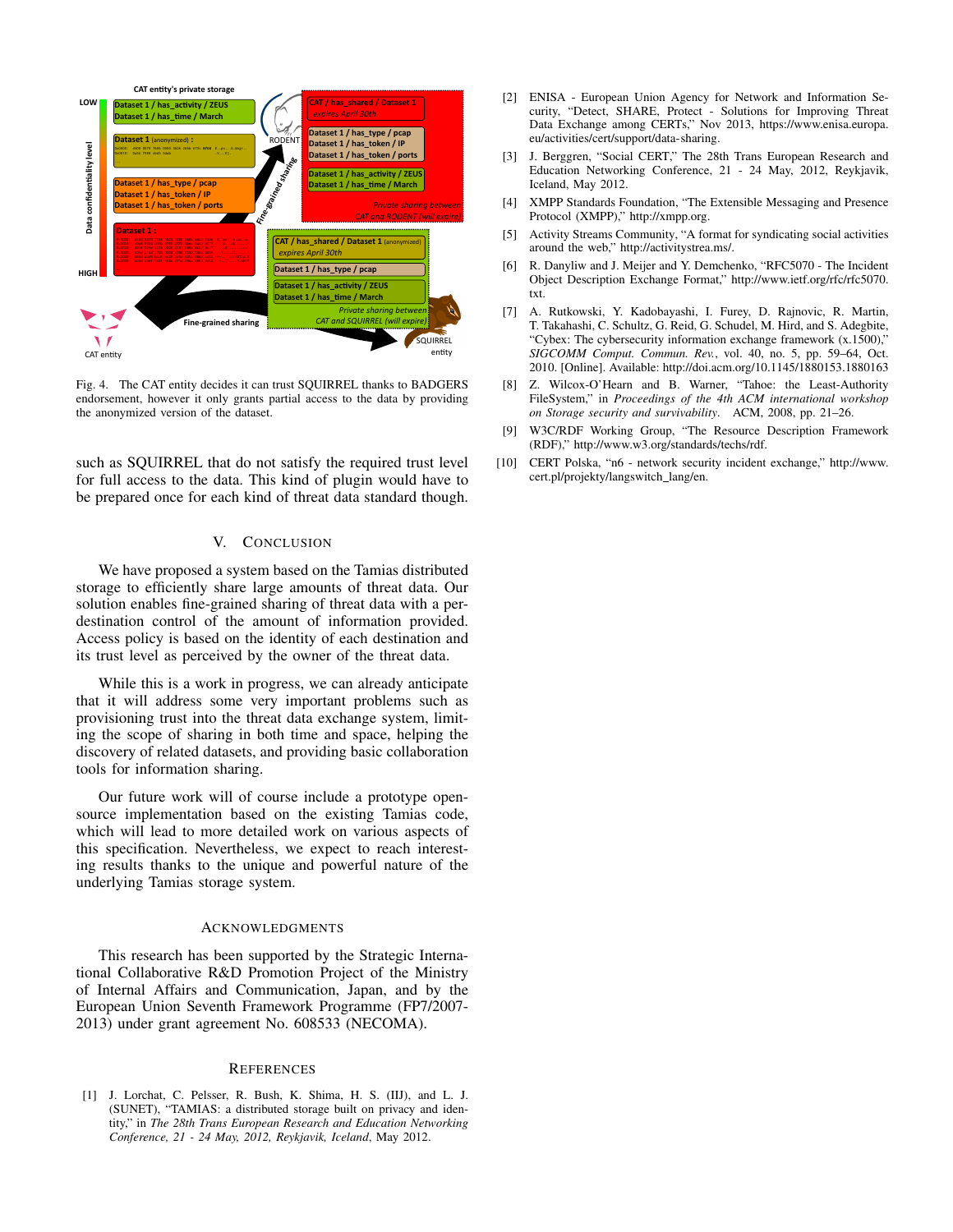Fig. 4. The CAT entity decides it can trust SQUIRREL thanks to BADGERS endorsement, however it only grants partial access to the data by providing the anonymized version of the dataset.

such as SQUIRREL that do not satisfy the required trust level for full access to the data. This kind of plugin would have to be prepared once for each kind of threat data standard though.

## V. Conclusion

We have proposed a system based on the Tamias distributed storage to efficiently share large amounts of threat data. Our solution enables fine-grained sharing of threat data with a per-destination control of the amount of information provided. Access policy is based on the identity of each destination and its trust level as perceived by the owner of the threat data.

While this is a work in progress, we can already anticipate that it will address some very important problems such as provisioning trust into the threat data exchange system, limiting the scope of sharing in both time and space, helping the discovery of related datasets, and providing basic collaboration tools for information sharing.

Our future work will of course include a prototype open-source implementation based on the existing Tamias code, which will lead to more detailed work on various aspects of this specification. Nevertheless, we expect to reach interesting results thanks to the unique and powerful nature of the underlying Tamias storage system.

## Acknowledgments

This research has been supported by the Strategic International Collaborative R&D Promotion Project of the Ministry of Internal Affairs and Communication, Japan, and by the European Union Seventh Framework Programme (FP7/2007-2013) under grant agreement No. 608533 (NECOMA).

## References

[1] J. Lorchat, C. Pelsser, R. Bush, K. Shima, H. S. (IIJ), and L. J. (SUNET), "TAMIAS: a distributed storage built on privacy and identity," in *The 28th Trans European Research and Education Networking Conference, 21 - 24 May, 2012, Reykjavik, Iceland*, May 2012.

[2] ENISA - European Union Agency for Network and Information Security, "Detect, SHARE, Protect - Solutions for Improving Threat Data Exchange among CERTs," Nov 2013, https://www.enisa.europa.eu/activities/cert/support/data-sharing.

[3] J. Berggren, "Social CERT," The 28th Trans European Research and Education Networking Conference, 21 - 24 May, 2012, Reykjavik, Iceland, May 2012.

[4] XMPP Standards Foundation, "The Extensible Messaging and Presence Protocol (XMPP)," http://xmpp.org.

[5] Activity Streams Community, "A format for syndicating social activities around the web," http://activitystrea.ms/.

[6] R. Danyliw and J. Meijer and Y. Demchenko, "RFC5070 - The Incident Object Description Exchange Format," http://www.ietf.org/rfc/rfc5070.txt.

[7] A. Rutkowski, Y. Kadobayashi, I. Furey, D. Rajnovic, R. Martin, T. Takahashi, C. Schultz, G. Reid, G. Schudel, M. Hird, and S. Adegbite, "Cybex: The cybersecurity information exchange framework (x.1500)," *SIGCOMM Comput. Commun. Rev.*, vol. 40, no. 5, pp. 59–64, Oct. 2010. [Online]. Available: http://doi.acm.org/10.1145/1880153.1880163

[8] Z. Wilcox-O'Hearn and B. Warner, "Tahoe: the Least-Authority FileSystem," in *Proceedings of the 4th ACM international workshop on Storage security and survivability*. ACM, 2008, pp. 21–26.

[9] W3C/RDF Working Group, "The Resource Description Framework (RDF)," http://www.w3.org/standards/techs/rdf.

[10] CERT Polska, "n6 - network security incident exchange," http://www.cert.pl/projekty/langswitch_lang/en.